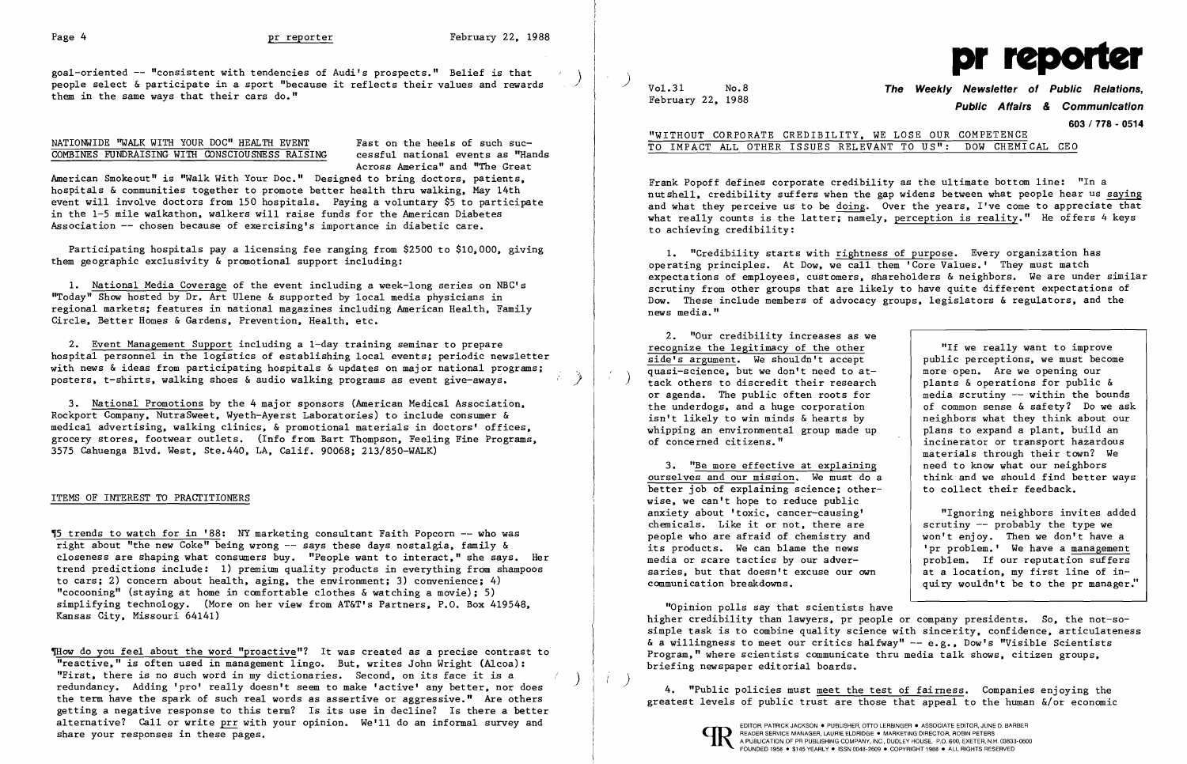goal-oriented -- "consistent with tendencies of Audi's prospects." Belief is that people select & participate in a sport "because it reflects their values and rewards them in the same ways that their cars do."

## NATIONWIDE "WALK WITH YOUR DOC" HEALTH EVENT COMBINES FUNDRAISING WITH CONSCIOUSNESS RAISING

Fast on the heels of such successful national events as "Hands Across America" and "The Great American Smokeout" is "Walk With Your Doc." Designed to bring doctors, patients, hospitals & communities together to promote better health thru walking, May 14th event will involve doctors from 150 hospitals. Paying a voluntary $5 to participate in the 1-5 mile walkathon, walkers will raise funds for the American Diabetes Association -- chosen because of exercising's importance in diabetic care.

Participating hospitals pay a licensing fee ranging from $2500 to $10,000, giving them geographic exclusivity & promotional support including:

1. National Media Coverage of the event including a week-long series on NBC's "Today" Show hosted by Dr. Art Ulene & supported by local media physicians in regional markets; features in national magazines including American Health, Family Circle, Better Homes & Gardens, Prevention, Health, etc.

2. Event Management Support including a 1-day training seminar to prepare hospital personnel in the logistics of establishing local events; periodic newsletter with news & ideas from participating hospitals & updates on major national programs; posters, t-shirts, walking shoes & audio walking programs as event give-aways.

3. National Promotions by the 4 major sponsors (American Medical Association, Rockport Company, NutraSweet, Wyeth-Ayerst Laboratories) to include consumer & medical advertising, walking clinics, & promotional materials in doctors' offices, grocery stores, footwear outlets. (Info from Bart Thompson, Feeling Fine Programs, 3575 Cahuenga Blvd. West, Ste.440, LA, Calif. 90068; 213/850-WALK)

## ITEMS OF INTEREST TO PRACTITIONERS

¶5 trends to watch for in '88: NY marketing consultant Faith Popcorn -- who was right about "the new Coke" being wrong -- says these days nostalgia, family & closeness are shaping what consumers buy. "People want to interact," she says. Her trend predictions include: 1) premium quality products in everything from shampoos to cars; 2) concern about health, aging, the environment; 3) convenience; 4) "cocooning" (staying at home in comfortable clothes & watching a movie); 5) simplifying technology. (More on her view from AT&T's Partners, P.O. Box 419548, Kansas City, Missouri 64141)

¶How do you feel about the word "proactive"? It was created as a precise contrast to "reactive," is often used in management lingo. But, writes John Wright (Alcoa): "First, there is no such word in my dictionaries. Second, on its face it is a redundancy. Adding 'pro' really doesn't seem to make 'active' any better, nor does the term have the spark of such real words as assertive or aggressive." Are others getting a negative response to this term? Is its use in decline? Is there a better alternative? Call or write prr with your opinion. We'll do an informal survey and share your responses in these pages.

# pr reporter

Vol.31 No.8
February 22, 1988

**The Weekly Newsletter of Public Relations, Public Affairs & Communication**
603 / 778 - 0514

## "WITHOUT CORPORATE CREDIBILITY, WE LOSE OUR COMPETENCE TO IMPACT ALL OTHER ISSUES RELEVANT TO US": DOW CHEMICAL CEO

Frank Popoff defines corporate credibility as the ultimate bottom line: "In a nutshell, credibility suffers when the gap widens between what people hear us saying and what they perceive us to be doing. Over the years, I've come to appreciate that what really counts is the latter; namely, perception is reality." He offers 4 keys to achieving credibility:

1. "Credibility starts with rightness of purpose. Every organization has operating principles. At Dow, we call them 'Core Values.' They must match expectations of employees, customers, shareholders & neighbors. We are under similar scrutiny from other groups that are likely to have quite different expectations of Dow. These include members of advocacy groups, legislators & regulators, and the news media."

2. "Our credibility increases as we recognize the legitimacy of the other side's argument. We shouldn't accept quasi-science, but we don't need to attack others to discredit their research or agenda. The public often roots for the underdogs, and a huge corporation isn't likely to win minds & hearts by whipping an environmental group made up of concerned citizens."

3. "Be more effective at explaining ourselves and our mission. We must do a better job of explaining science; otherwise, we can't hope to reduce public anxiety about 'toxic, cancer-causing' chemicals. Like it or not, there are people who are afraid of chemistry and its products. We can blame the news media or scare tactics by our adversaries, but that doesn't excuse our own communication breakdowns.

"Opinion polls say that scientists have higher credibility than lawyers, pr people or company presidents. So, the not-so-simple task is to combine quality science with sincerity, confidence, articulateness & a willingness to meet our critics halfway" -- e.g., Dow's "Visible Scientists Program," where scientists communicate thru media talk shows, citizen groups, briefing newspaper editorial boards.

> "If we really want to improve public perceptions, we must become more open. Are we opening our plants & operations for public & media scrutiny -- within the bounds of common sense & safety? Do we ask neighbors what they think about our plans to expand a plant, build an incinerator or transport hazardous materials through their town? We need to know what our neighbors think and we should find better ways to collect their feedback.
>
> "Ignoring neighbors invites added scrutiny -- probably the type we won't enjoy. Then we don't have a 'pr problem.' We have a management problem. If our reputation suffers at a location, my first line of inquiry wouldn't be to the pr manager."

4. "Public policies must meet the test of fairness. Companies enjoying the greatest levels of public trust are those that appeal to the human &/or economic

EDITOR, PATRICK JACKSON • PUBLISHER, OTTO LERBINGER • ASSOCIATE EDITOR, JUNE D. BARBER
READER SERVICE MANAGER, LAURIE ELDRIDGE • MARKETING DIRECTOR, ROBIN PETERS
A PUBLICATION OF PR PUBLISHING COMPANY, INC., DUDLEY HOUSE, P.O. 600, EXETER, N.H. 03833-0600
FOUNDED 1958 • $145 YEARLY • ISSN 0048-2609 • COPYRIGHT 1988 • ALL RIGHTS RESERVED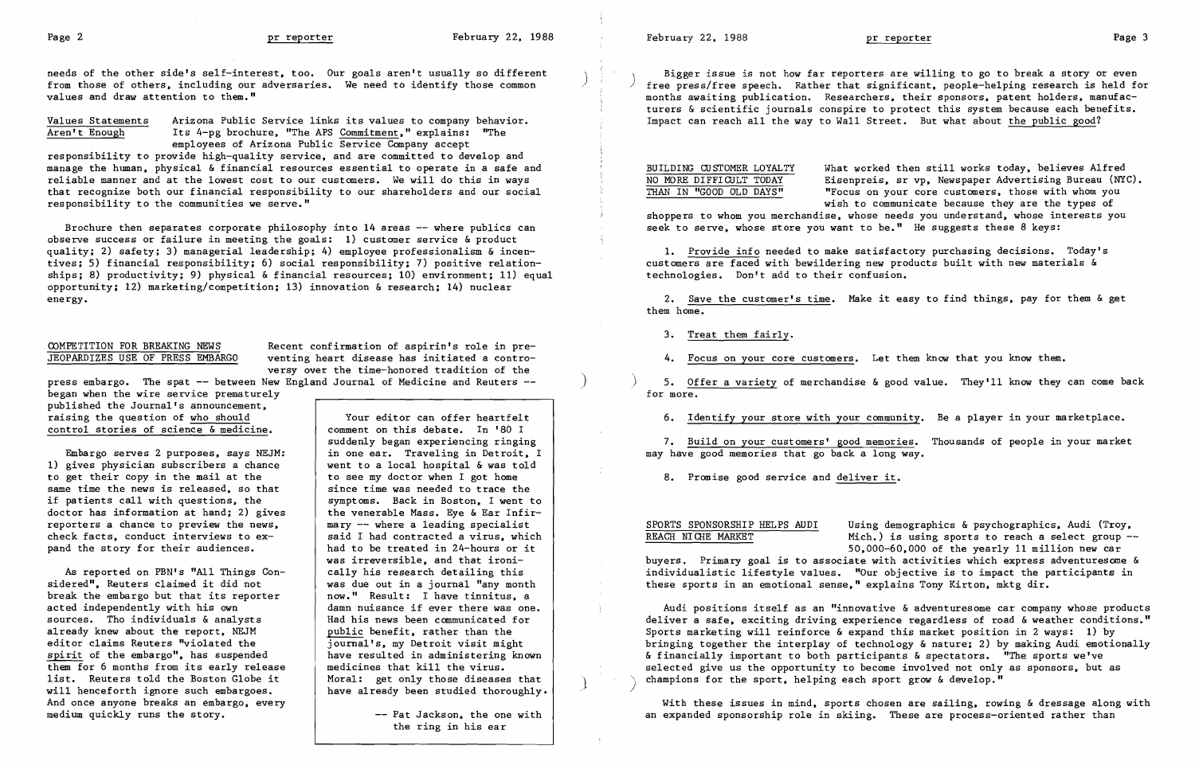needs of the other side's self-interest, too. Our goals aren't usually so different from those of others, including our adversaries. We need to identify those common values and draw attention to them."

**Values Statements Aren't Enough** Arizona Public Service links its values to company behavior. Its 4-pg brochure, "The APS Commitment," explains: "The employees of Arizona Public Service Company accept responsibility to provide high-quality service, and are committed to develop and manage the human, physical & financial resources essential to operate in a safe and reliable manner and at the lowest cost to our customers. We will do this in ways that recognize both our financial responsibility to our shareholders and our social responsibility to the communities we serve."

Brochure then separates corporate philosophy into 14 areas -- where publics can observe success or failure in meeting the goals: 1) customer service & product quality; 2) safety; 3) managerial leadership; 4) employee professionalism & incentives; 5) financial responsibility; 6) social responsibility; 7) positive relationships; 8) productivity; 9) physical & financial resources; 10) environment; 11) equal opportunity; 12) marketing/competition; 13) innovation & research; 14) nuclear energy.

**COMPETITION FOR BREAKING NEWS JEOPARDIZES USE OF PRESS EMBARGO** Recent confirmation of aspirin's role in preventing heart disease has initiated a controversy over the time-honored tradition of the press embargo. The spat -- between New England Journal of Medicine and Reuters -- began when the wire service prematurely published the Journal's announcement, raising the question of who should control stories of science & medicine.

Embargo serves 2 purposes, says NEJM: 1) gives physician subscribers a chance to get their copy in the mail at the same time the news is released, so that if patients call with questions, the doctor has information at hand; 2) gives reporters a chance to preview the news, check facts, conduct interviews to expand the story for their audiences.

As reported on PBN's "All Things Considered", Reuters claimed it did not break the embargo but that its reporter acted independently with his own sources. Tho individuals & analysts already knew about the report, NEJM editor claims Reuters "violated the spirit of the embargo", has suspended them for 6 months from its early release list. Reuters told the Boston Globe it will henceforth ignore such embargoes. And once anyone breaks an embargo, every medium quickly runs the story.

> Your editor can offer heartfelt comment on this debate. In '80 I suddenly began experiencing ringing in one ear. Traveling in Detroit, I went to a local hospital & was told to see my doctor when I got home since time was needed to trace the symptoms. Back in Boston, I went to the venerable Mass. Eye & Ear Infirmary -- where a leading specialist said I had contracted a virus, which had to be treated in 24-hours or it was irreversible, and that ironically his research detailing this was due out in a journal "any month now." Result: I have tinnitus, a damn nuisance if ever there was one. Had his news been communicated for public benefit, rather than the journal's, my Detroit visit might have resulted in administering known medicines that kill the virus. Moral: get only those diseases that have already been studied thoroughly.
>
> -- Pat Jackson, the one with the ring in his ear

Bigger issue is not how far reporters are willing to go to break a story or even free press/free speech. Rather that significant, people-helping research is held for months awaiting publication. Researchers, their sponsors, patent holders, manufacturers & scientific journals conspire to protect this system because each benefits. Impact can reach all the way to Wall Street. But what about the public good?

**BUILDING CUSTOMER LOYALTY NO MORE DIFFICULT TODAY THAN IN "GOOD OLD DAYS"** What worked then still works today, believes Alfred Eisenpreis, sr vp, Newspaper Advertising Bureau (NYC). "Focus on your core customers, those with whom you wish to communicate because they are the types of shoppers to whom you merchandise, whose needs you understand, whose interests you seek to serve, whose store you want to be." He suggests these 8 keys:

1. Provide info needed to make satisfactory purchasing decisions. Today's customers are faced with bewildering new products built with new materials & technologies. Don't add to their confusion.

2. Save the customer's time. Make it easy to find things, pay for them & get them home.

3. Treat them fairly.

4. Focus on your core customers. Let them know that you know them.

5. Offer a variety of merchandise & good value. They'll know they can come back for more.

6. Identify your store with your community. Be a player in your marketplace.

7. Build on your customers' good memories. Thousands of people in your market may have good memories that go back a long way.

8. Promise good service and deliver it.

**SPORTS SPONSORSHIP HELPS AUDI REACH NICHE MARKET** Using demographics & psychographics, Audi (Troy, Mich.) is using sports to reach a select group -- 50,000-60,000 of the yearly 11 million new car buyers. Primary goal is to associate with activities which express adventuresome & individualistic lifestyle values. "Our objective is to impact the participants in these sports in an emotional sense," explains Tony Kirton, mktg dir.

Audi positions itself as an "innovative & adventuresome car company whose products deliver a safe, exciting driving experience regardless of road & weather conditions." Sports marketing will reinforce & expand this market position in 2 ways: 1) by bringing together the interplay of technology & nature; 2) by making Audi emotionally & financially important to both participants & spectators. "The sports we've selected give us the opportunity to become involved not only as sponsors, but as champions for the sport, helping each sport grow & develop."

With these issues in mind, sports chosen are sailing, rowing & dressage along with an expanded sponsorship role in skiing. These are process-oriented rather than